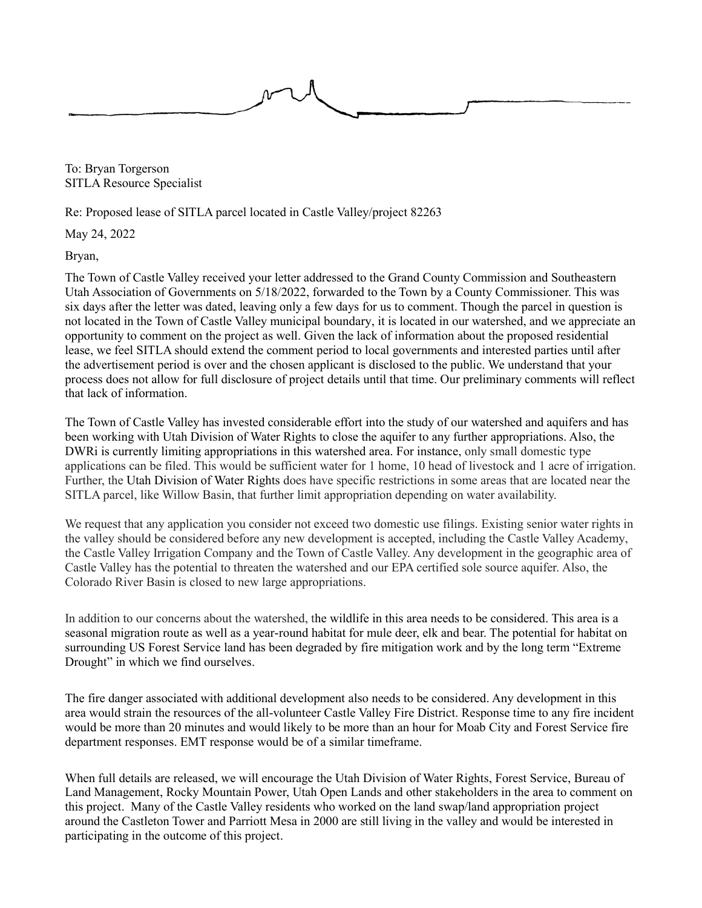To: Bryan Torgerson
SITLA Resource Specialist

Re: Proposed lease of SITLA parcel located in Castle Valley/project 82263

May 24, 2022

Bryan,

The Town of Castle Valley received your letter addressed to the Grand County Commission and Southeastern Utah Association of Governments on 5/18/2022, forwarded to the Town by a County Commissioner. This was six days after the letter was dated, leaving only a few days for us to comment. Though the parcel in question is not located in the Town of Castle Valley municipal boundary, it is located in our watershed, and we appreciate an opportunity to comment on the project as well. Given the lack of information about the proposed residential lease, we feel SITLA should extend the comment period to local governments and interested parties until after the advertisement period is over and the chosen applicant is disclosed to the public. We understand that your process does not allow for full disclosure of project details until that time. Our preliminary comments will reflect that lack of information.

The Town of Castle Valley has invested considerable effort into the study of our watershed and aquifers and has been working with Utah Division of Water Rights to close the aquifer to any further appropriations. Also, the DWRi is currently limiting appropriations in this watershed area. For instance, only small domestic type applications can be filed. This would be sufficient water for 1 home, 10 head of livestock and 1 acre of irrigation. Further, the Utah Division of Water Rights does have specific restrictions in some areas that are located near the SITLA parcel, like Willow Basin, that further limit appropriation depending on water availability.

We request that any application you consider not exceed two domestic use filings. Existing senior water rights in the valley should be considered before any new development is accepted, including the Castle Valley Academy, the Castle Valley Irrigation Company and the Town of Castle Valley. Any development in the geographic area of Castle Valley has the potential to threaten the watershed and our EPA certified sole source aquifer. Also, the Colorado River Basin is closed to new large appropriations.

In addition to our concerns about the watershed, the wildlife in this area needs to be considered. This area is a seasonal migration route as well as a year-round habitat for mule deer, elk and bear. The potential for habitat on surrounding US Forest Service land has been degraded by fire mitigation work and by the long term "Extreme Drought" in which we find ourselves.

The fire danger associated with additional development also needs to be considered. Any development in this area would strain the resources of the all-volunteer Castle Valley Fire District. Response time to any fire incident would be more than 20 minutes and would likely to be more than an hour for Moab City and Forest Service fire department responses. EMT response would be of a similar timeframe.

When full details are released, we will encourage the Utah Division of Water Rights, Forest Service, Bureau of Land Management, Rocky Mountain Power, Utah Open Lands and other stakeholders in the area to comment on this project. Many of the Castle Valley residents who worked on the land swap/land appropriation project around the Castleton Tower and Parriott Mesa in 2000 are still living in the valley and would be interested in participating in the outcome of this project.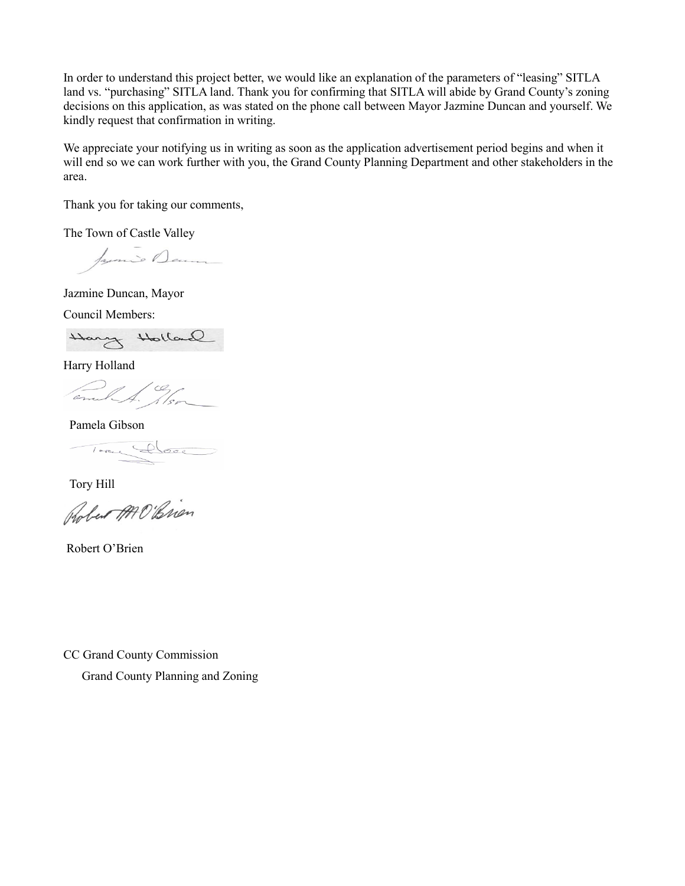In order to understand this project better, we would like an explanation of the parameters of "leasing" SITLA land vs. "purchasing" SITLA land. Thank you for confirming that SITLA will abide by Grand County's zoning decisions on this application, as was stated on the phone call between Mayor Jazmine Duncan and yourself. We kindly request that confirmation in writing.

We appreciate your notifying us in writing as soon as the application advertisement period begins and when it will end so we can work further with you, the Grand County Planning Department and other stakeholders in the area.

Thank you for taking our comments,

The Town of Castle Valley

Jazmine Duncan, Mayor

Council Members:

Harry Holland

Pamela Gibson

Tory Hill

Robert O'Brien

CC Grand County Commission

Grand County Planning and Zoning